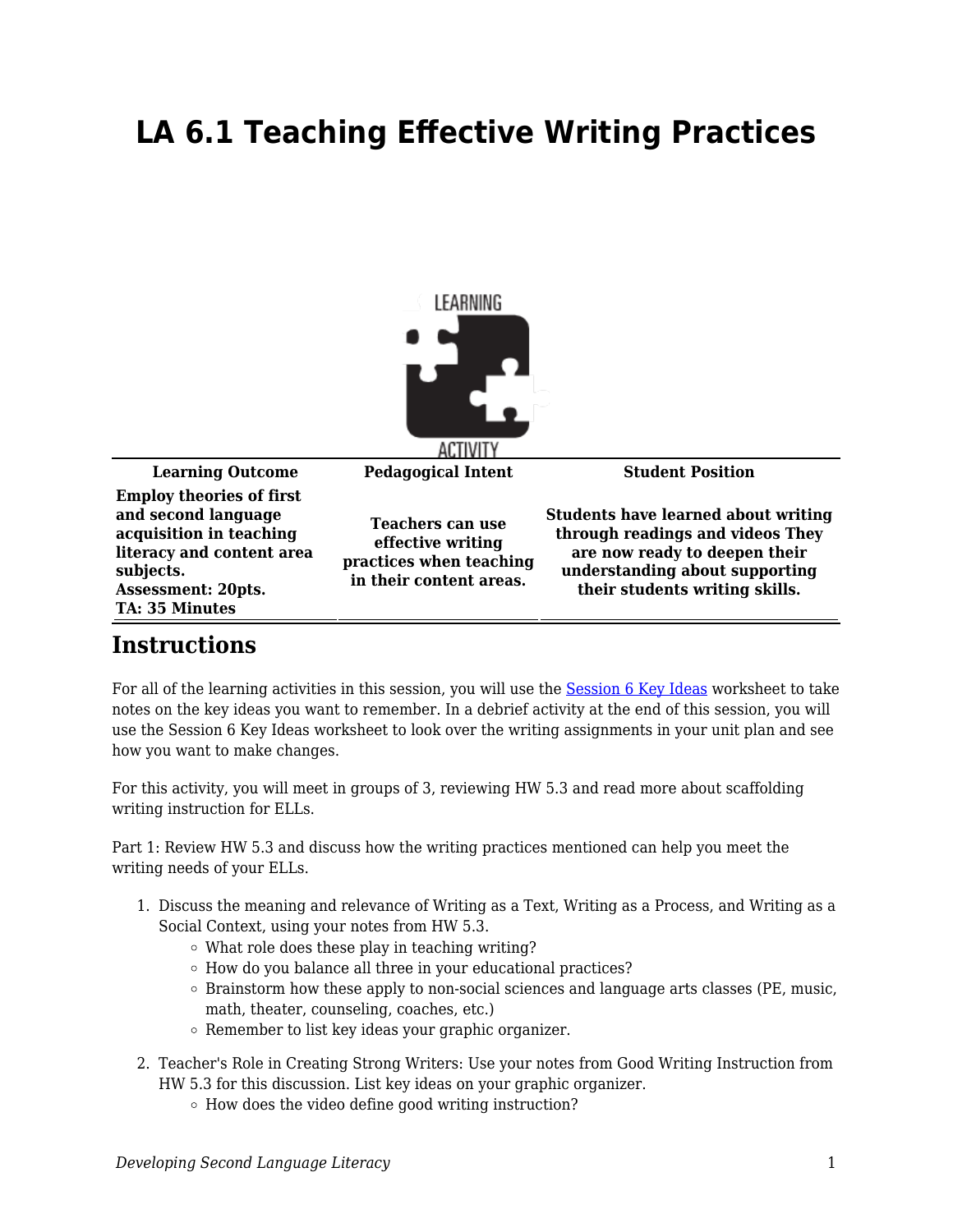# LA 6.1 Teaching Effective Writing Practices

| Learning Outcome | Pedagogical Intent | Student Position |
| --- | --- | --- |
| **Employ theories of first and second language acquisition in teaching literacy and content area subjects. Assessment: 20pts. TA: 35 Minutes** | **Teachers can use effective writing practices when teaching in their content areas.** | **Students have learned about writing through readings and videos They are now ready to deepen their understanding about supporting their students writing skills.** |

## Instructions

For all of the learning activities in this session, you will use the Session 6 Key Ideas worksheet to take notes on the key ideas you want to remember. In a debrief activity at the end of this session, you will use the Session 6 Key Ideas worksheet to look over the writing assignments in your unit plan and see how you want to make changes.

For this activity, you will meet in groups of 3, reviewing HW 5.3 and read more about scaffolding writing instruction for ELLs.

Part 1: Review HW 5.3 and discuss how the writing practices mentioned can help you meet the writing needs of your ELLs.

1. Discuss the meaning and relevance of Writing as a Text, Writing as a Process, and Writing as a Social Context, using your notes from HW 5.3.
   - What role does these play in teaching writing?
   - How do you balance all three in your educational practices?
   - Brainstorm how these apply to non-social sciences and language arts classes (PE, music, math, theater, counseling, coaches, etc.)
   - Remember to list key ideas your graphic organizer.
2. Teacher's Role in Creating Strong Writers: Use your notes from Good Writing Instruction from HW 5.3 for this discussion. List key ideas on your graphic organizer.
   - How does the video define good writing instruction?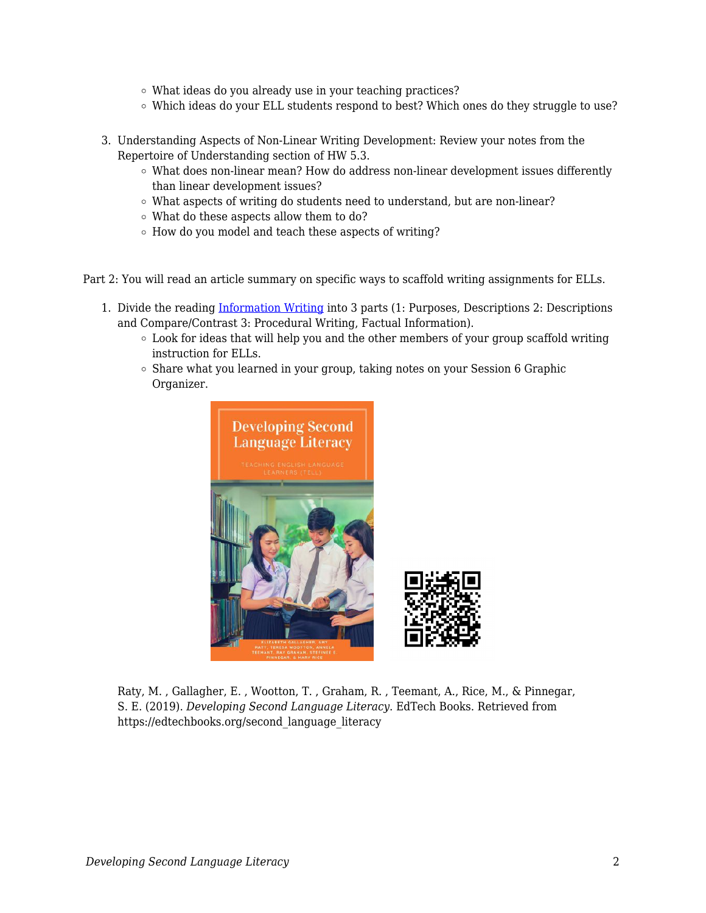- What ideas do you already use in your teaching practices?
- Which ideas do your ELL students respond to best? Which ones do they struggle to use?

3. Understanding Aspects of Non-Linear Writing Development: Review your notes from the Repertoire of Understanding section of HW 5.3.
    - What does non-linear mean? How do address non-linear development issues differently than linear development issues?
    - What aspects of writing do students need to understand, but are non-linear?
    - What do these aspects allow them to do?
    - How do you model and teach these aspects of writing?

Part 2: You will read an article summary on specific ways to scaffold writing assignments for ELLs.

1. Divide the reading [Information Writing] into 3 parts (1: Purposes, Descriptions 2: Descriptions and Compare/Contrast 3: Procedural Writing, Factual Information).
    - Look for ideas that will help you and the other members of your group scaffold writing instruction for ELLs.
    - Share what you learned in your group, taking notes on your Session 6 Graphic Organizer.

Raty, M. , Gallagher, E. , Wootton, T. , Graham, R. , Teemant, A., Rice, M., & Pinnegar, S. E. (2019). *Developing Second Language Literacy*. EdTech Books. Retrieved from https://edtechbooks.org/second_language_literacy